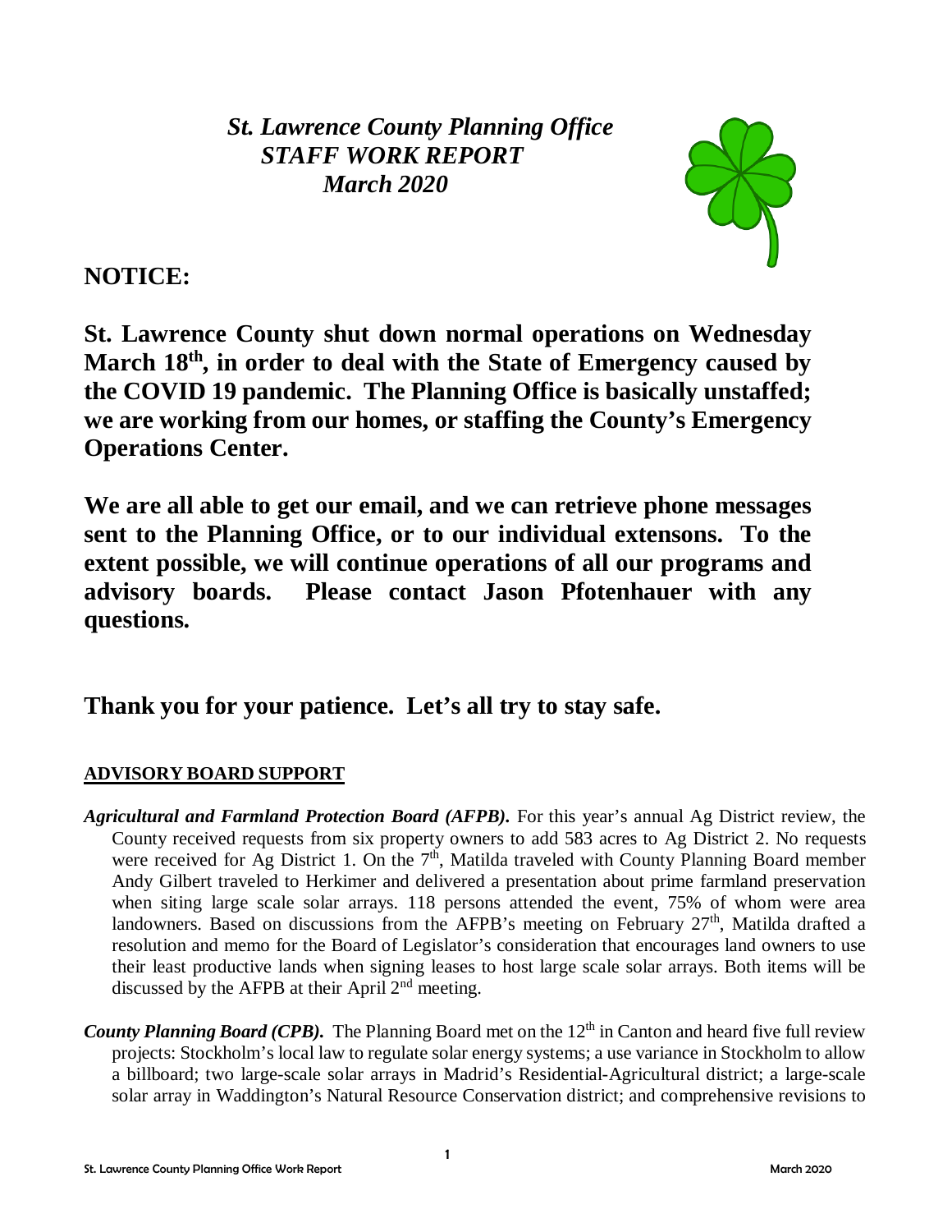# *St. Lawrence County Planning Office*
# *STAFF WORK REPORT*
# *March 2020*

## NOTICE:

**St. Lawrence County shut down normal operations on Wednesday March 18th, in order to deal with the State of Emergency caused by the COVID 19 pandemic. The Planning Office is basically unstaffed; we are working from our homes, or staffing the County's Emergency Operations Center.**

**We are all able to get our email, and we can retrieve phone messages sent to the Planning Office, or to our individual extensons. To the extent possible, we will continue operations of all our programs and advisory boards. Please contact Jason Pfotenhauer with any questions.**

**Thank you for your patience. Let's all try to stay safe.**

### ADVISORY BOARD SUPPORT

***Agricultural and Farmland Protection Board (AFPB).*** For this year's annual Ag District review, the County received requests from six property owners to add 583 acres to Ag District 2. No requests were received for Ag District 1. On the 7th, Matilda traveled with County Planning Board member Andy Gilbert traveled to Herkimer and delivered a presentation about prime farmland preservation when siting large scale solar arrays. 118 persons attended the event, 75% of whom were area landowners. Based on discussions from the AFPB's meeting on February 27th, Matilda drafted a resolution and memo for the Board of Legislator's consideration that encourages land owners to use their least productive lands when signing leases to host large scale solar arrays. Both items will be discussed by the AFPB at their April 2nd meeting.

***County Planning Board (CPB).*** The Planning Board met on the 12th in Canton and heard five full review projects: Stockholm's local law to regulate solar energy systems; a use variance in Stockholm to allow a billboard; two large-scale solar arrays in Madrid's Residential-Agricultural district; a large-scale solar array in Waddington's Natural Resource Conservation district; and comprehensive revisions to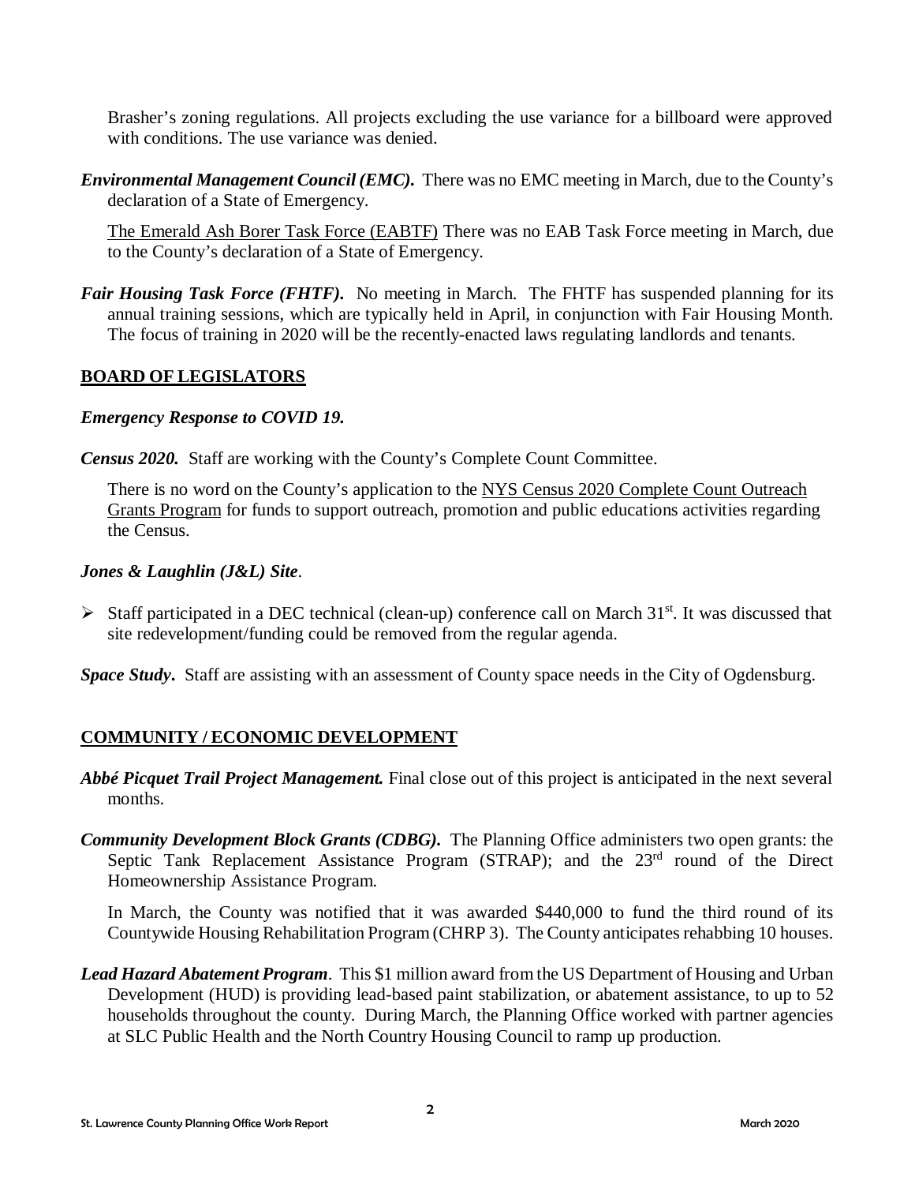Brasher's zoning regulations. All projects excluding the use variance for a billboard were approved with conditions. The use variance was denied.

***Environmental Management Council (EMC).*** There was no EMC meeting in March, due to the County's declaration of a State of Emergency.

The Emerald Ash Borer Task Force (EABTF) There was no EAB Task Force meeting in March, due to the County's declaration of a State of Emergency.

***Fair Housing Task Force (FHTF).*** No meeting in March. The FHTF has suspended planning for its annual training sessions, which are typically held in April, in conjunction with Fair Housing Month. The focus of training in 2020 will be the recently-enacted laws regulating landlords and tenants.

## BOARD OF LEGISLATORS

***Emergency Response to COVID 19.***

***Census 2020.*** Staff are working with the County's Complete Count Committee.

There is no word on the County's application to the NYS Census 2020 Complete Count Outreach Grants Program for funds to support outreach, promotion and public educations activities regarding the Census.

***Jones & Laughlin (J&L) Site*.**

- Staff participated in a DEC technical (clean-up) conference call on March 31st. It was discussed that site redevelopment/funding could be removed from the regular agenda.

***Space Study*.** Staff are assisting with an assessment of County space needs in the City of Ogdensburg.

## COMMUNITY / ECONOMIC DEVELOPMENT

***Abbé Picquet Trail Project Management.*** Final close out of this project is anticipated in the next several months.

***Community Development Block Grants (CDBG).*** The Planning Office administers two open grants: the Septic Tank Replacement Assistance Program (STRAP); and the 23rd round of the Direct Homeownership Assistance Program.

In March, the County was notified that it was awarded $440,000 to fund the third round of its Countywide Housing Rehabilitation Program (CHRP 3). The County anticipates rehabbing 10 houses.

***Lead Hazard Abatement Program*.** This $1 million award from the US Department of Housing and Urban Development (HUD) is providing lead-based paint stabilization, or abatement assistance, to up to 52 households throughout the county. During March, the Planning Office worked with partner agencies at SLC Public Health and the North Country Housing Council to ramp up production.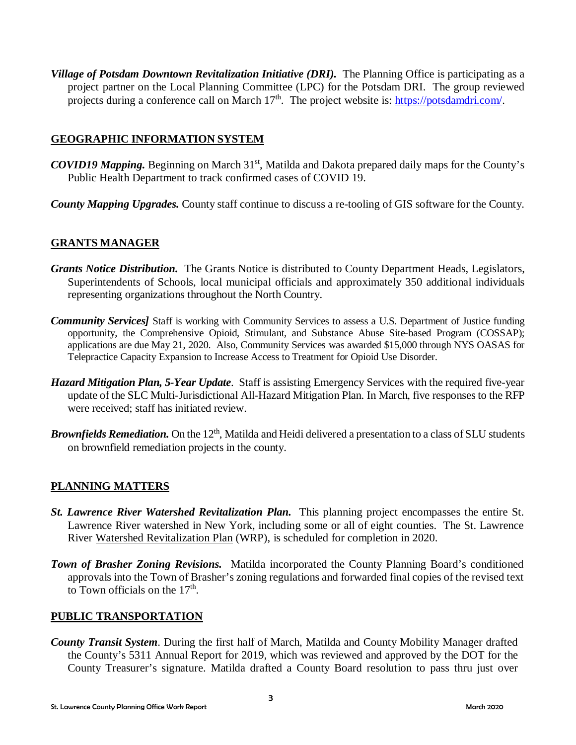***Village of Potsdam Downtown Revitalization Initiative (DRI).*** The Planning Office is participating as a project partner on the Local Planning Committee (LPC) for the Potsdam DRI. The group reviewed projects during a conference call on March 17th. The project website is: https://potsdamdri.com/.

## GEOGRAPHIC INFORMATION SYSTEM

***COVID19 Mapping.*** Beginning on March 31st, Matilda and Dakota prepared daily maps for the County's Public Health Department to track confirmed cases of COVID 19.

***County Mapping Upgrades.*** County staff continue to discuss a re-tooling of GIS software for the County.

## GRANTS MANAGER

***Grants Notice Distribution.*** The Grants Notice is distributed to County Department Heads, Legislators, Superintendents of Schools, local municipal officials and approximately 350 additional individuals representing organizations throughout the North Country.

***Community Services]*** Staff is working with Community Services to assess a U.S. Department of Justice funding opportunity, the Comprehensive Opioid, Stimulant, and Substance Abuse Site-based Program (COSSAP); applications are due May 21, 2020. Also, Community Services was awarded $15,000 through NYS OASAS for Telepractice Capacity Expansion to Increase Access to Treatment for Opioid Use Disorder.

***Hazard Mitigation Plan, 5-Year Update***. Staff is assisting Emergency Services with the required five-year update of the SLC Multi-Jurisdictional All-Hazard Mitigation Plan. In March, five responses to the RFP were received; staff has initiated review.

***Brownfields Remediation.*** On the 12th, Matilda and Heidi delivered a presentation to a class of SLU students on brownfield remediation projects in the county.

## PLANNING MATTERS

***St. Lawrence River Watershed Revitalization Plan.*** This planning project encompasses the entire St. Lawrence River watershed in New York, including some or all of eight counties. The St. Lawrence River Watershed Revitalization Plan (WRP), is scheduled for completion in 2020.

***Town of Brasher Zoning Revisions.*** Matilda incorporated the County Planning Board's conditioned approvals into the Town of Brasher's zoning regulations and forwarded final copies of the revised text to Town officials on the 17th.

## PUBLIC TRANSPORTATION

***County Transit System***. During the first half of March, Matilda and County Mobility Manager drafted the County's 5311 Annual Report for 2019, which was reviewed and approved by the DOT for the County Treasurer's signature. Matilda drafted a County Board resolution to pass thru just over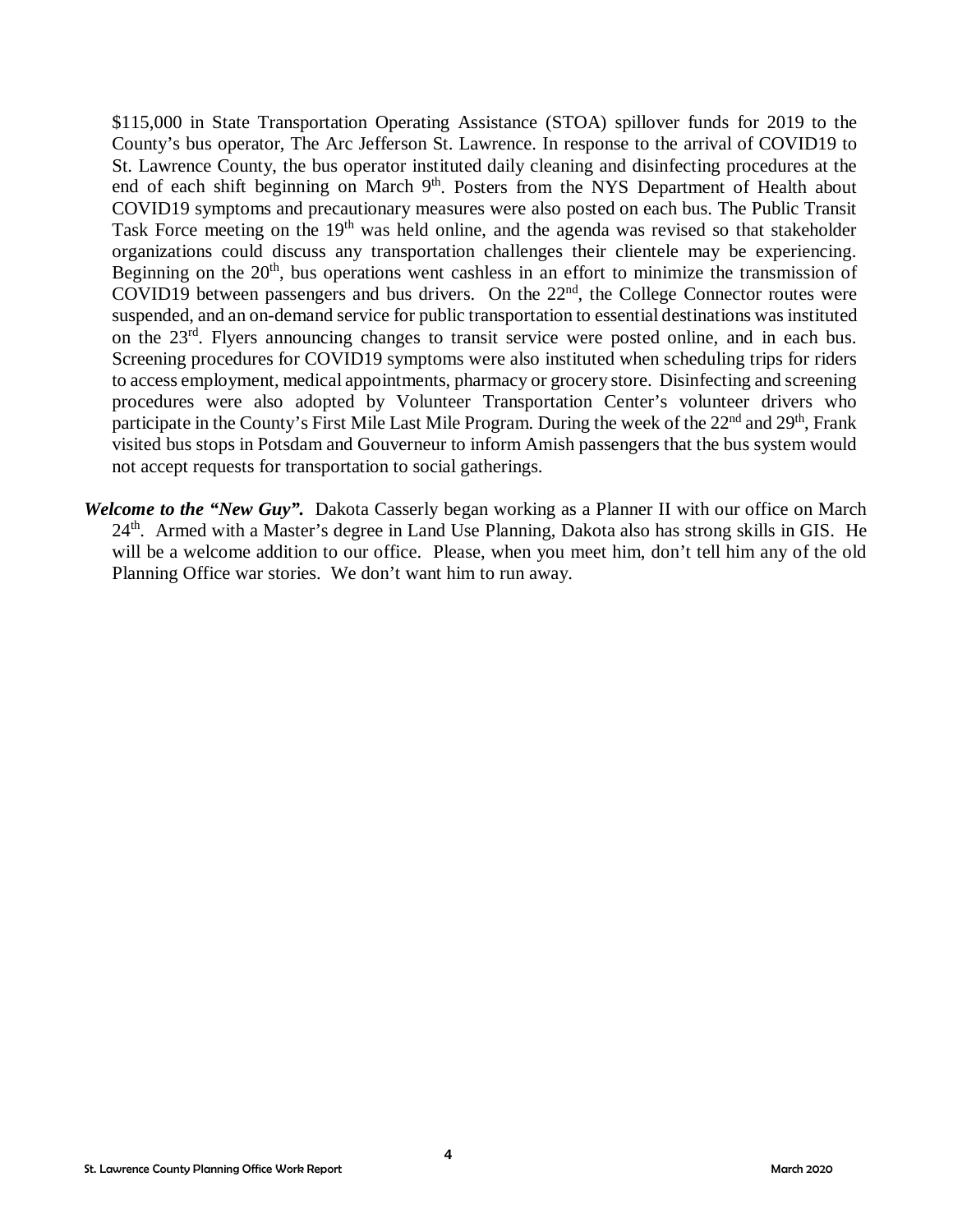$115,000 in State Transportation Operating Assistance (STOA) spillover funds for 2019 to the County's bus operator, The Arc Jefferson St. Lawrence. In response to the arrival of COVID19 to St. Lawrence County, the bus operator instituted daily cleaning and disinfecting procedures at the end of each shift beginning on March 9th. Posters from the NYS Department of Health about COVID19 symptoms and precautionary measures were also posted on each bus. The Public Transit Task Force meeting on the 19th was held online, and the agenda was revised so that stakeholder organizations could discuss any transportation challenges their clientele may be experiencing. Beginning on the 20th, bus operations went cashless in an effort to minimize the transmission of COVID19 between passengers and bus drivers. On the 22nd, the College Connector routes were suspended, and an on-demand service for public transportation to essential destinations was instituted on the 23rd. Flyers announcing changes to transit service were posted online, and in each bus. Screening procedures for COVID19 symptoms were also instituted when scheduling trips for riders to access employment, medical appointments, pharmacy or grocery store. Disinfecting and screening procedures were also adopted by Volunteer Transportation Center's volunteer drivers who participate in the County's First Mile Last Mile Program. During the week of the 22nd and 29th, Frank visited bus stops in Potsdam and Gouverneur to inform Amish passengers that the bus system would not accept requests for transportation to social gatherings.

***Welcome to the "New Guy".*** Dakota Casserly began working as a Planner II with our office on March 24th. Armed with a Master's degree in Land Use Planning, Dakota also has strong skills in GIS. He will be a welcome addition to our office. Please, when you meet him, don't tell him any of the old Planning Office war stories. We don't want him to run away.